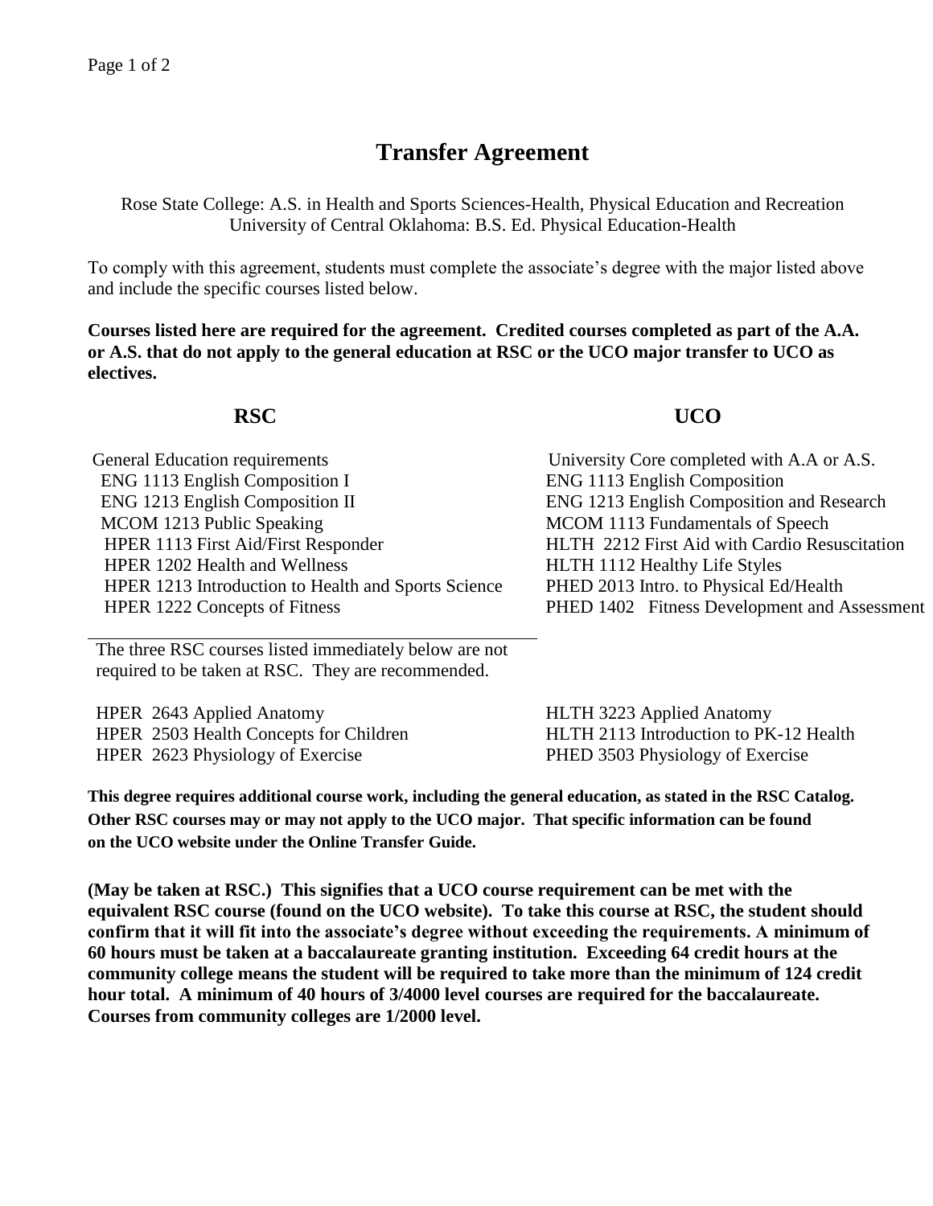# Transfer Agreement

Rose State College: A.S. in Health and Sports Sciences-Health, Physical Education and Recreation
University of Central Oklahoma: B.S. Ed. Physical Education-Health

To comply with this agreement, students must complete the associate's degree with the major listed above and include the specific courses listed below.

**Courses listed here are required for the agreement. Credited courses completed as part of the A.A. or A.S. that do not apply to the general education at RSC or the UCO major transfer to UCO as electives.**

| RSC | UCO |
|---|---|
| General Education requirements | University Core completed with A.A or A.S. |
| ENG 1113 English Composition I | ENG 1113 English Composition |
| ENG 1213 English Composition II | ENG 1213 English Composition and Research |
| MCOM 1213 Public Speaking | MCOM 1113 Fundamentals of Speech |
| HPER 1113 First Aid/First Responder | HLTH 2212 First Aid with Cardio Resuscitation |
| HPER 1202 Health and Wellness | HLTH 1112 Healthy Life Styles |
| HPER 1213 Introduction to Health and Sports Science | PHED 2013 Intro. to Physical Ed/Health |
| HPER 1222 Concepts of Fitness | PHED 1402 Fitness Development and Assessment |
| The three RSC courses listed immediately below are not required to be taken at RSC. They are recommended. | |
| HPER 2643 Applied Anatomy | HLTH 3223 Applied Anatomy |
| HPER 2503 Health Concepts for Children | HLTH 2113 Introduction to PK-12 Health |
| HPER 2623 Physiology of Exercise | PHED 3503 Physiology of Exercise |

**This degree requires additional course work, including the general education, as stated in the RSC Catalog. Other RSC courses may or may not apply to the UCO major. That specific information can be found on the UCO website under the Online Transfer Guide.**

**(May be taken at RSC.) This signifies that a UCO course requirement can be met with the equivalent RSC course (found on the UCO website). To take this course at RSC, the student should confirm that it will fit into the associate's degree without exceeding the requirements. A minimum of 60 hours must be taken at a baccalaureate granting institution. Exceeding 64 credit hours at the community college means the student will be required to take more than the minimum of 124 credit hour total. A minimum of 40 hours of 3/4000 level courses are required for the baccalaureate. Courses from community colleges are 1/2000 level.**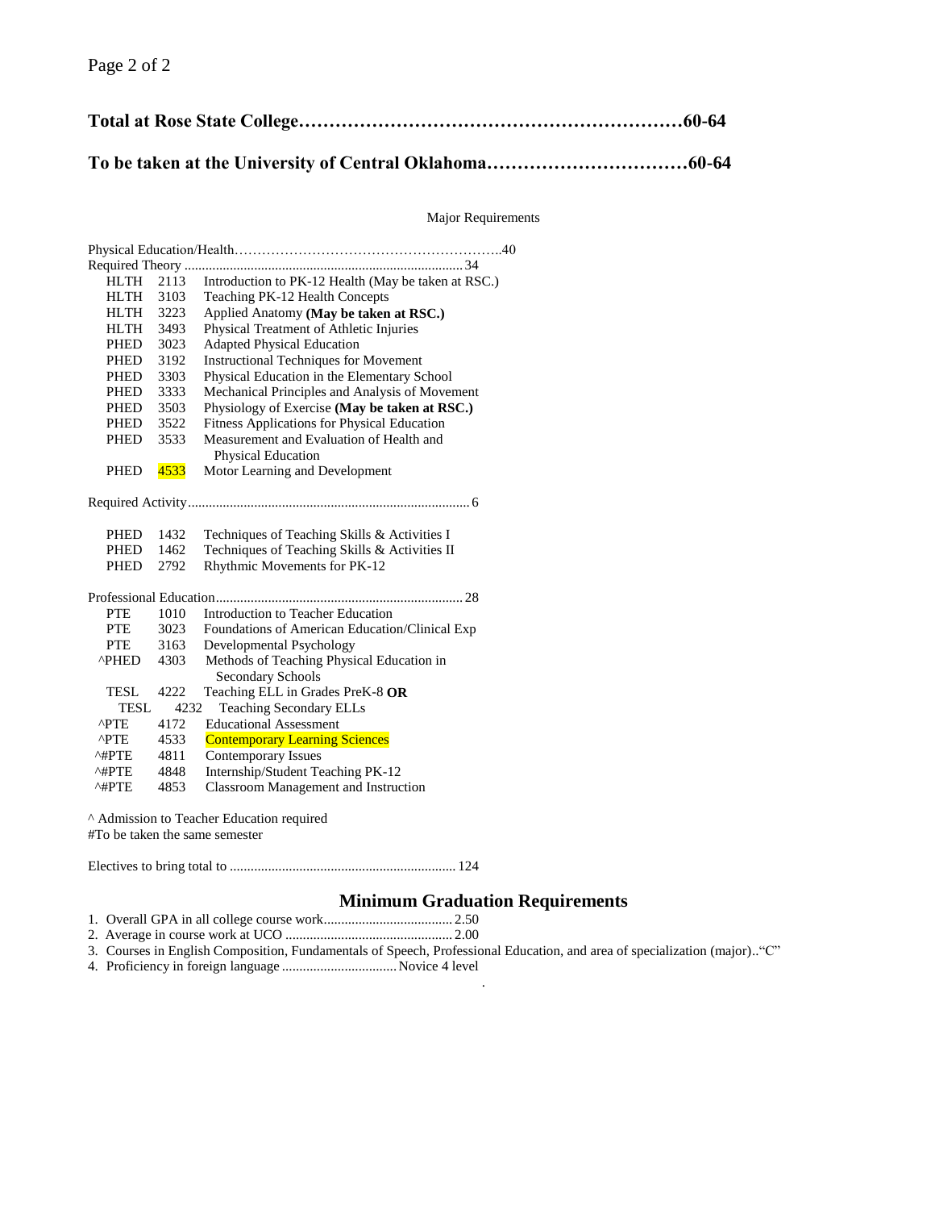**Total at Rose State College……………………………………………………60-64**

**To be taken at the University of Central Oklahoma……………………………60-64**

Major Requirements

Physical Education/Health…………………………………………………..40

Required Theory ................................................................................ 34

| | | |
|---|---|---|
| HLTH | 2113 | Introduction to PK-12 Health (May be taken at RSC.) |
| HLTH | 3103 | Teaching PK-12 Health Concepts |
| HLTH | 3223 | Applied Anatomy **(May be taken at RSC.)** |
| HLTH | 3493 | Physical Treatment of Athletic Injuries |
| PHED | 3023 | Adapted Physical Education |
| PHED | 3192 | Instructional Techniques for Movement |
| PHED | 3303 | Physical Education in the Elementary School |
| PHED | 3333 | Mechanical Principles and Analysis of Movement |
| PHED | 3503 | Physiology of Exercise **(May be taken at RSC.)** |
| PHED | 3522 | Fitness Applications for Physical Education |
| PHED | 3533 | Measurement and Evaluation of Health and Physical Education |
| PHED | 4533 | Motor Learning and Development |

Required Activity................................................................................. 6

| | | |
|---|---|---|
| PHED | 1432 | Techniques of Teaching Skills & Activities I |
| PHED | 1462 | Techniques of Teaching Skills & Activities II |
| PHED | 2792 | Rhythmic Movements for PK-12 |

Professional Education....................................................................... 28

| | | |
|---|---|---|
| PTE | 1010 | Introduction to Teacher Education |
| PTE | 3023 | Foundations of American Education/Clinical Exp |
| PTE | 3163 | Developmental Psychology |
| ^PHED | 4303 | Methods of Teaching Physical Education in Secondary Schools |
| TESL | 4222 | Teaching ELL in Grades PreK-8 **OR** |
| TESL | 4232 | Teaching Secondary ELLs |
| ^PTE | 4172 | Educational Assessment |
| ^PTE | 4533 | Contemporary Learning Sciences |
| ^#PTE | 4811 | Contemporary Issues |
| ^#PTE | 4848 | Internship/Student Teaching PK-12 |
| ^#PTE | 4853 | Classroom Management and Instruction |

^ Admission to Teacher Education required
#To be taken the same semester

Electives to bring total to ................................................................. 124

## Minimum Graduation Requirements

1. Overall GPA in all college course work..................................... 2.50
2. Average in course work at UCO ................................................ 2.00
3. Courses in English Composition, Fundamentals of Speech, Professional Education, and area of specialization (major)..“C”
4. Proficiency in foreign language ................................. Novice 4 level